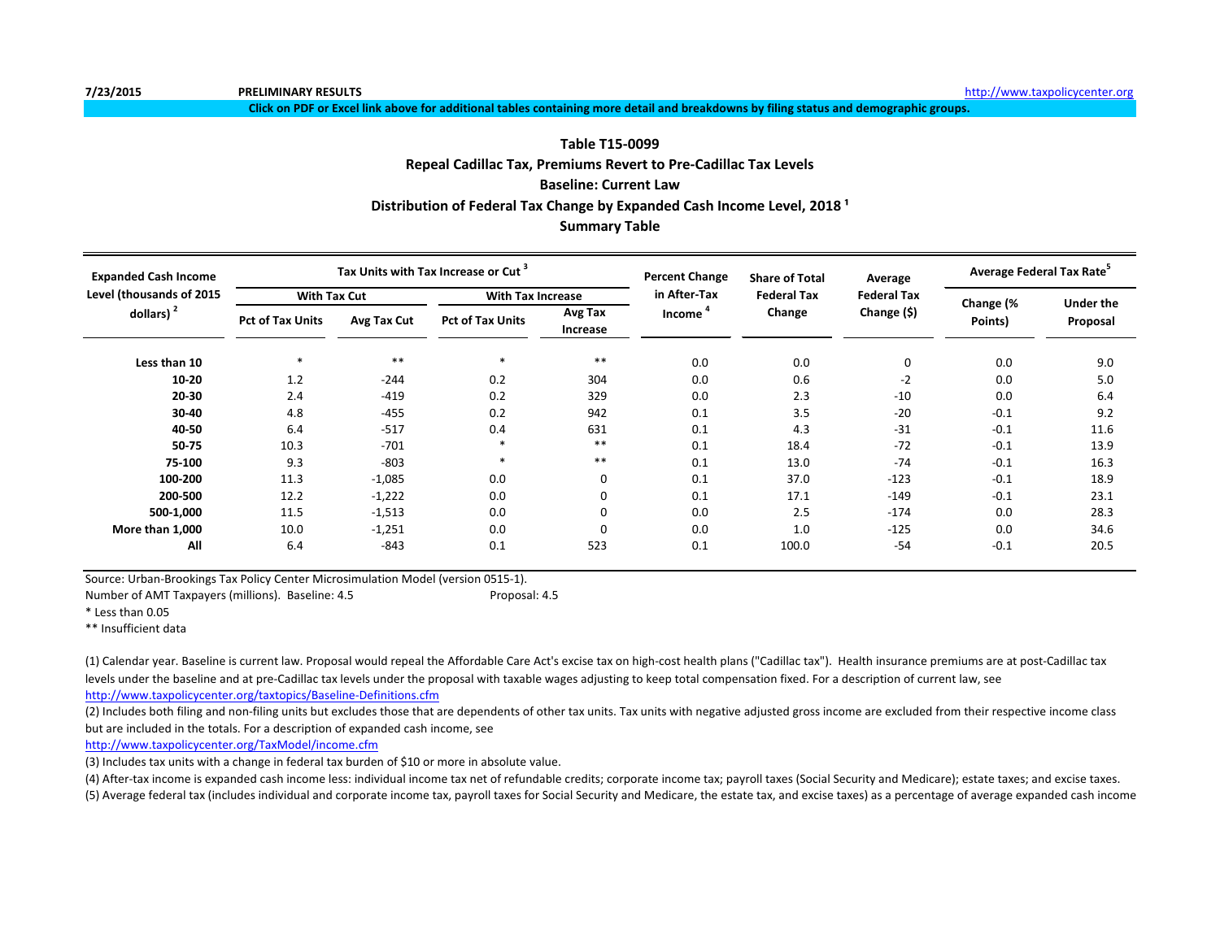7/23/2015 **PRELIMINARY RESULTS** http://www.taxpolicycenter.org

**Click on PDF or Excel link above for additional tables containing more detail and breakdowns by filing status and demographic groups.**

## Table T15-0099
## Repeal Cadillac Tax, Premiums Revert to Pre-Cadillac Tax Levels
## Baseline: Current Law
## Distribution of Federal Tax Change by Expanded Cash Income Level, 2018 [1]
## Summary Table

| Expanded Cash Income Level (thousands of 2015 dollars) [2] | Tax Units with Tax Increase or Cut [3] | | | | Percent Change in After-Tax Income [4] | Share of Total Federal Tax Change | Average Federal Tax Change ($) | Average Federal Tax Rate[5] | |
|---|---|---|---|---|---|---|---|---|---|
| | With Tax Cut | | With Tax Increase | | | | | | |
| | Pct of Tax Units | Avg Tax Cut | Pct of Tax Units | Avg Tax Increase | | | | Change (% Points) | Under the Proposal |
| **Less than 10** | * | ** | * | ** | 0.0 | 0.0 | 0 | 0.0 | 9.0 |
| **10-20** | 1.2 | -244 | 0.2 | 304 | 0.0 | 0.6 | -2 | 0.0 | 5.0 |
| **20-30** | 2.4 | -419 | 0.2 | 329 | 0.0 | 2.3 | -10 | 0.0 | 6.4 |
| **30-40** | 4.8 | -455 | 0.2 | 942 | 0.1 | 3.5 | -20 | -0.1 | 9.2 |
| **40-50** | 6.4 | -517 | 0.4 | 631 | 0.1 | 4.3 | -31 | -0.1 | 11.6 |
| **50-75** | 10.3 | -701 | * | ** | 0.1 | 18.4 | -72 | -0.1 | 13.9 |
| **75-100** | 9.3 | -803 | * | ** | 0.1 | 13.0 | -74 | -0.1 | 16.3 |
| **100-200** | 11.3 | -1,085 | 0.0 | 0 | 0.1 | 37.0 | -123 | -0.1 | 18.9 |
| **200-500** | 12.2 | -1,222 | 0.0 | 0 | 0.1 | 17.1 | -149 | -0.1 | 23.1 |
| **500-1,000** | 11.5 | -1,513 | 0.0 | 0 | 0.0 | 2.5 | -174 | 0.0 | 28.3 |
| **More than 1,000** | 10.0 | -1,251 | 0.0 | 0 | 0.0 | 1.0 | -125 | 0.0 | 34.6 |
| **All** | 6.4 | -843 | 0.1 | 523 | 0.1 | 100.0 | -54 | -0.1 | 20.5 |

Source: Urban-Brookings Tax Policy Center Microsimulation Model (version 0515-1).

Number of AMT Taxpayers (millions). Baseline: 4.5 Proposal: 4.5

* Less than 0.05

** Insufficient data

(1) Calendar year. Baseline is current law. Proposal would repeal the Affordable Care Act's excise tax on high-cost health plans ("Cadillac tax"). Health insurance premiums are at post-Cadillac tax levels under the baseline and at pre-Cadillac tax levels under the proposal with taxable wages adjusting to keep total compensation fixed. For a description of current law, see http://www.taxpolicycenter.org/taxtopics/Baseline-Definitions.cfm

(2) Includes both filing and non-filing units but excludes those that are dependents of other tax units. Tax units with negative adjusted gross income are excluded from their respective income class but are included in the totals. For a description of expanded cash income, see http://www.taxpolicycenter.org/TaxModel/income.cfm

(3) Includes tax units with a change in federal tax burden of $10 or more in absolute value.

(4) After-tax income is expanded cash income less: individual income tax net of refundable credits; corporate income tax; payroll taxes (Social Security and Medicare); estate taxes; and excise taxes.

(5) Average federal tax (includes individual and corporate income tax, payroll taxes for Social Security and Medicare, the estate tax, and excise taxes) as a percentage of average expanded cash income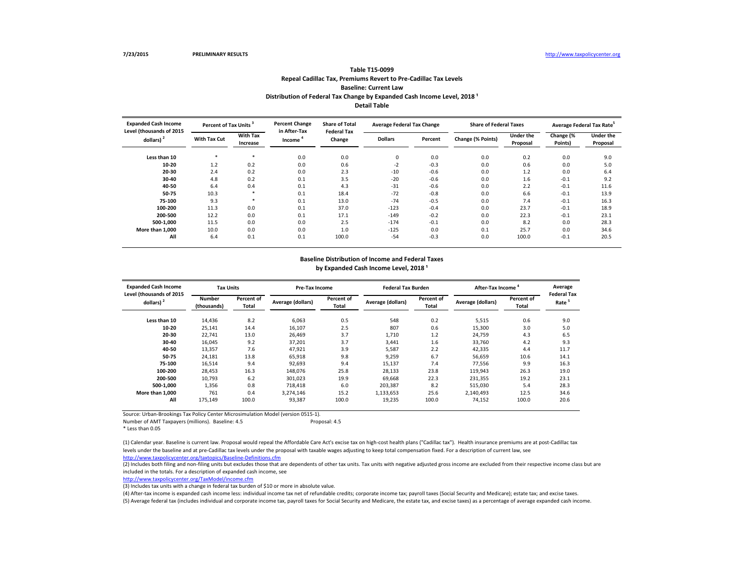7/23/2015 PRELIMINARY RESULTS http://www.taxpolicycenter.org

## Table T15-0099
### Repeal Cadillac Tax, Premiums Revert to Pre-Cadillac Tax Levels
### Baseline: Current Law
### Distribution of Federal Tax Change by Expanded Cash Income Level, 2018 [1]
### Detail Table

| Expanded Cash Income Level (thousands of 2015 dollars) [2] | Percent of Tax Units [3] | | Percent Change in After-Tax Income [4] | Share of Total Federal Tax Change | Average Federal Tax Change | | Share of Federal Taxes | | Average Federal Tax Rate [5] | |
|---|---|---|---|---|---|---|---|---|---|---|
| | With Tax Cut | With Tax Increase | | | Dollars | Percent | Change (% Points) | Under the Proposal | Change (% Points) | Under the Proposal |
| Less than 10 | * | * | 0.0 | 0.0 | 0 | 0.0 | 0.0 | 0.2 | 0.0 | 9.0 |
| 10-20 | 1.2 | 0.2 | 0.0 | 0.6 | -2 | -0.3 | 0.0 | 0.6 | 0.0 | 5.0 |
| 20-30 | 2.4 | 0.2 | 0.0 | 2.3 | -10 | -0.6 | 0.0 | 1.2 | 0.0 | 6.4 |
| 30-40 | 4.8 | 0.2 | 0.1 | 3.5 | -20 | -0.6 | 0.0 | 1.6 | -0.1 | 9.2 |
| 40-50 | 6.4 | 0.4 | 0.1 | 4.3 | -31 | -0.6 | 0.0 | 2.2 | -0.1 | 11.6 |
| 50-75 | 10.3 | * | 0.1 | 18.4 | -72 | -0.8 | 0.0 | 6.6 | -0.1 | 13.9 |
| 75-100 | 9.3 | * | 0.1 | 13.0 | -74 | -0.5 | 0.0 | 7.4 | -0.1 | 16.3 |
| 100-200 | 11.3 | 0.0 | 0.1 | 37.0 | -123 | -0.4 | 0.0 | 23.7 | -0.1 | 18.9 |
| 200-500 | 12.2 | 0.0 | 0.1 | 17.1 | -149 | -0.2 | 0.0 | 22.3 | -0.1 | 23.1 |
| 500-1,000 | 11.5 | 0.0 | 0.0 | 2.5 | -174 | -0.1 | 0.0 | 8.2 | 0.0 | 28.3 |
| More than 1,000 | 10.0 | 0.0 | 0.0 | 1.0 | -125 | 0.0 | 0.1 | 25.7 | 0.0 | 34.6 |
| All | 6.4 | 0.1 | 0.1 | 100.0 | -54 | -0.3 | 0.0 | 100.0 | -0.1 | 20.5 |

### Baseline Distribution of Income and Federal Taxes by Expanded Cash Income Level, 2018 [1]

| Expanded Cash Income Level (thousands of 2015 dollars) [2] | Tax Units | | Pre-Tax Income | | Federal Tax Burden | | After-Tax Income [4] | | Average Federal Tax Rate [5] |
|---|---|---|---|---|---|---|---|---|---|
| | Number (thousands) | Percent of Total | Average (dollars) | Percent of Total | Average (dollars) | Percent of Total | Average (dollars) | Percent of Total | |
| Less than 10 | 14,436 | 8.2 | 6,063 | 0.5 | 548 | 0.2 | 5,515 | 0.6 | 9.0 |
| 10-20 | 25,141 | 14.4 | 16,107 | 2.5 | 807 | 0.6 | 15,300 | 3.0 | 5.0 |
| 20-30 | 22,741 | 13.0 | 26,469 | 3.7 | 1,710 | 1.2 | 24,759 | 4.3 | 6.5 |
| 30-40 | 16,045 | 9.2 | 37,201 | 3.7 | 3,441 | 1.6 | 33,760 | 4.2 | 9.3 |
| 40-50 | 13,357 | 7.6 | 47,921 | 3.9 | 5,587 | 2.2 | 42,335 | 4.4 | 11.7 |
| 50-75 | 24,181 | 13.8 | 65,918 | 9.8 | 9,259 | 6.7 | 56,659 | 10.6 | 14.1 |
| 75-100 | 16,514 | 9.4 | 92,693 | 9.4 | 15,137 | 7.4 | 77,556 | 9.9 | 16.3 |
| 100-200 | 28,453 | 16.3 | 148,076 | 25.8 | 28,133 | 23.8 | 119,943 | 26.3 | 19.0 |
| 200-500 | 10,793 | 6.2 | 301,023 | 19.9 | 69,668 | 22.3 | 231,355 | 19.2 | 23.1 |
| 500-1,000 | 1,356 | 0.8 | 718,418 | 6.0 | 203,387 | 8.2 | 515,030 | 5.4 | 28.3 |
| More than 1,000 | 761 | 0.4 | 3,274,146 | 15.2 | 1,133,653 | 25.6 | 2,140,493 | 12.5 | 34.6 |
| All | 175,149 | 100.0 | 93,387 | 100.0 | 19,235 | 100.0 | 74,152 | 100.0 | 20.6 |

Source: Urban-Brookings Tax Policy Center Microsimulation Model (version 0515-1).

Number of AMT Taxpayers (millions). Baseline: 4.5 Proposal: 4.5

* Less than 0.05

(1) Calendar year. Baseline is current law. Proposal would repeal the Affordable Care Act's excise tax on high-cost health plans ("Cadillac tax"). Health insurance premiums are at post-Cadillac tax levels under the baseline and at pre-Cadillac tax levels under the proposal with taxable wages adjusting to keep total compensation fixed. For a description of current law, see http://www.taxpolicycenter.org/taxtopics/Baseline-Definitions.cfm

(2) Includes both filing and non-filing units but excludes those that are dependents of other tax units. Tax units with negative adjusted gross income are excluded from their respective income class but are included in the totals. For a description of expanded cash income, see http://www.taxpolicycenter.org/TaxModel/income.cfm

(3) Includes tax units with a change in federal tax burden of $10 or more in absolute value.

(4) After-tax income is expanded cash income less: individual income tax net of refundable credits; corporate income tax; payroll taxes (Social Security and Medicare); estate tax; and excise taxes.

(5) Average federal tax (includes individual and corporate income tax, payroll taxes for Social Security and Medicare, the estate tax, and excise taxes) as a percentage of average expanded cash income.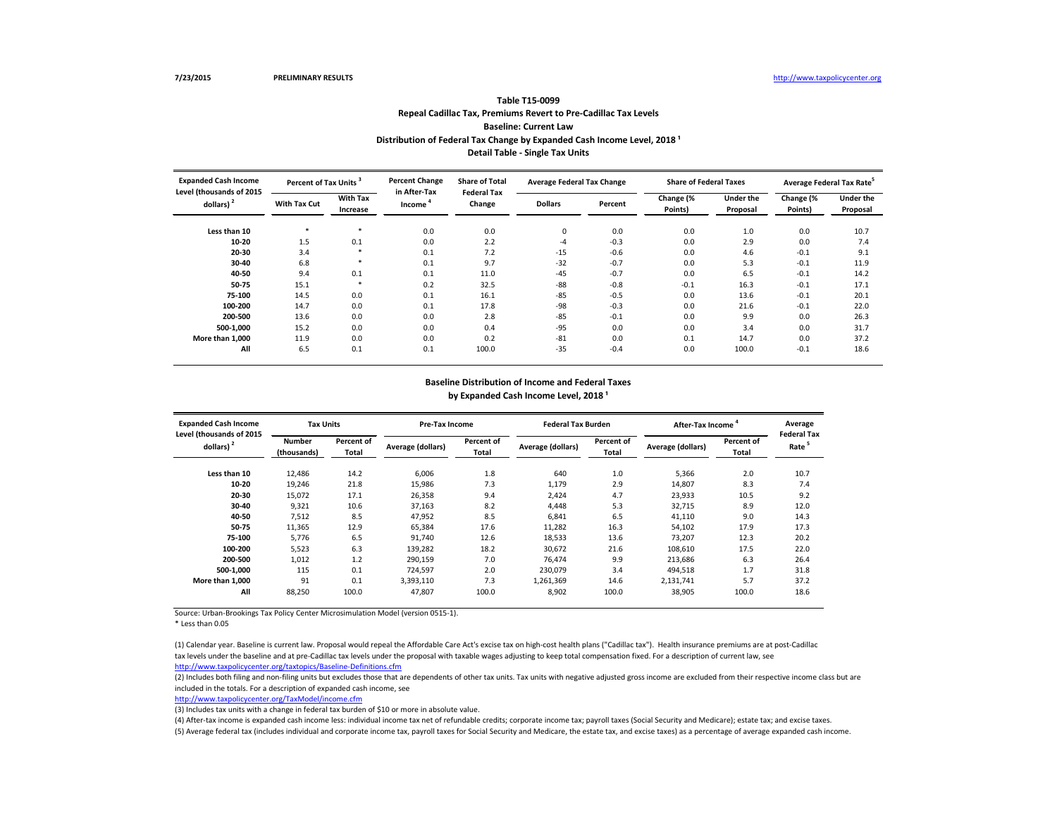## Table T15-0099

### Repeal Cadillac Tax, Premiums Revert to Pre-Cadillac Tax Levels

### Baseline: Current Law

### Distribution of Federal Tax Change by Expanded Cash Income Level, 2018 [1]

### Detail Table - Single Tax Units

| Expanded Cash Income Level (thousands of 2015 dollars) [2] | Percent of Tax Units [3] | | Percent Change in After-Tax Income [4] | Share of Total Federal Tax Change | Average Federal Tax Change | | Share of Federal Taxes | | Average Federal Tax Rate[5] | |
|---|---|---|---|---|---|---|---|---|---|---|
| | With Tax Cut | With Tax Increase | | | Dollars | Percent | Change (% Points) | Under the Proposal | Change (% Points) | Under the Proposal |
| Less than 10 | * | * | 0.0 | 0.0 | 0 | 0.0 | 0.0 | 1.0 | 0.0 | 10.7 |
| 10-20 | 1.5 | 0.1 | 0.0 | 2.2 | -4 | -0.3 | 0.0 | 2.9 | 0.0 | 7.4 |
| 20-30 | 3.4 | * | 0.1 | 7.2 | -15 | -0.6 | 0.0 | 4.6 | -0.1 | 9.1 |
| 30-40 | 6.8 | * | 0.1 | 9.7 | -32 | -0.7 | 0.0 | 5.3 | -0.1 | 11.9 |
| 40-50 | 9.4 | 0.1 | 0.1 | 11.0 | -45 | -0.7 | 0.0 | 6.5 | -0.1 | 14.2 |
| 50-75 | 15.1 | * | 0.2 | 32.5 | -88 | -0.8 | -0.1 | 16.3 | -0.1 | 17.1 |
| 75-100 | 14.5 | 0.0 | 0.1 | 16.1 | -85 | -0.5 | 0.0 | 13.6 | -0.1 | 20.1 |
| 100-200 | 14.7 | 0.0 | 0.1 | 17.8 | -98 | -0.3 | 0.0 | 21.6 | -0.1 | 22.0 |
| 200-500 | 13.6 | 0.0 | 0.0 | 2.8 | -85 | -0.1 | 0.0 | 9.9 | 0.0 | 26.3 |
| 500-1,000 | 15.2 | 0.0 | 0.0 | 0.4 | -95 | 0.0 | 0.0 | 3.4 | 0.0 | 31.7 |
| More than 1,000 | 11.9 | 0.0 | 0.0 | 0.2 | -81 | 0.0 | 0.1 | 14.7 | 0.0 | 37.2 |
| All | 6.5 | 0.1 | 0.1 | 100.0 | -35 | -0.4 | 0.0 | 100.0 | -0.1 | 18.6 |

### Baseline Distribution of Income and Federal Taxes by Expanded Cash Income Level, 2018 [1]

| Expanded Cash Income Level (thousands of 2015 dollars) [2] | Tax Units | | Pre-Tax Income | | Federal Tax Burden | | After-Tax Income [4] | | Average Federal Tax Rate [5] |
|---|---|---|---|---|---|---|---|---|---|
| | Number (thousands) | Percent of Total | Average (dollars) | Percent of Total | Average (dollars) | Percent of Total | Average (dollars) | Percent of Total | |
| Less than 10 | 12,486 | 14.2 | 6,006 | 1.8 | 640 | 1.0 | 5,366 | 2.0 | 10.7 |
| 10-20 | 19,246 | 21.8 | 15,986 | 7.3 | 1,179 | 2.9 | 14,807 | 8.3 | 7.4 |
| 20-30 | 15,072 | 17.1 | 26,358 | 9.4 | 2,424 | 4.7 | 23,933 | 10.5 | 9.2 |
| 30-40 | 9,321 | 10.6 | 37,163 | 8.2 | 4,448 | 5.3 | 32,715 | 8.9 | 12.0 |
| 40-50 | 7,512 | 8.5 | 47,952 | 8.5 | 6,841 | 6.5 | 41,110 | 9.0 | 14.3 |
| 50-75 | 11,365 | 12.9 | 65,384 | 17.6 | 11,282 | 16.3 | 54,102 | 17.9 | 17.3 |
| 75-100 | 5,776 | 6.5 | 91,740 | 12.6 | 18,533 | 13.6 | 73,207 | 12.3 | 20.2 |
| 100-200 | 5,523 | 6.3 | 139,282 | 18.2 | 30,672 | 21.6 | 108,610 | 17.5 | 22.0 |
| 200-500 | 1,012 | 1.2 | 290,159 | 7.0 | 76,474 | 9.9 | 213,686 | 6.3 | 26.4 |
| 500-1,000 | 115 | 0.1 | 724,597 | 2.0 | 230,079 | 3.4 | 494,518 | 1.7 | 31.8 |
| More than 1,000 | 91 | 0.1 | 3,393,110 | 7.3 | 1,261,369 | 14.6 | 2,131,741 | 5.7 | 37.2 |
| All | 88,250 | 100.0 | 47,807 | 100.0 | 8,902 | 100.0 | 38,905 | 100.0 | 18.6 |

Source: Urban-Brookings Tax Policy Center Microsimulation Model (version 0515-1).

* Less than 0.05

(1) Calendar year. Baseline is current law. Proposal would repeal the Affordable Care Act's excise tax on high-cost health plans ("Cadillac tax"). Health insurance premiums are at post-Cadillac tax levels under the baseline and at pre-Cadillac tax levels under the proposal with taxable wages adjusting to keep total compensation fixed. For a description of current law, see http://www.taxpolicycenter.org/taxtopics/Baseline-Definitions.cfm

(2) Includes both filing and non-filing units but excludes those that are dependents of other tax units. Tax units with negative adjusted gross income are excluded from their respective income class but are included in the totals. For a description of expanded cash income, see http://www.taxpolicycenter.org/TaxModel/income.cfm

(3) Includes tax units with a change in federal tax burden of $10 or more in absolute value.

(4) After-tax income is expanded cash income less: individual income tax net of refundable credits; corporate income tax; payroll taxes (Social Security and Medicare); estate tax; and excise taxes.

(5) Average federal tax (includes individual and corporate income tax, payroll taxes for Social Security and Medicare, the estate tax, and excise taxes) as a percentage of average expanded cash income.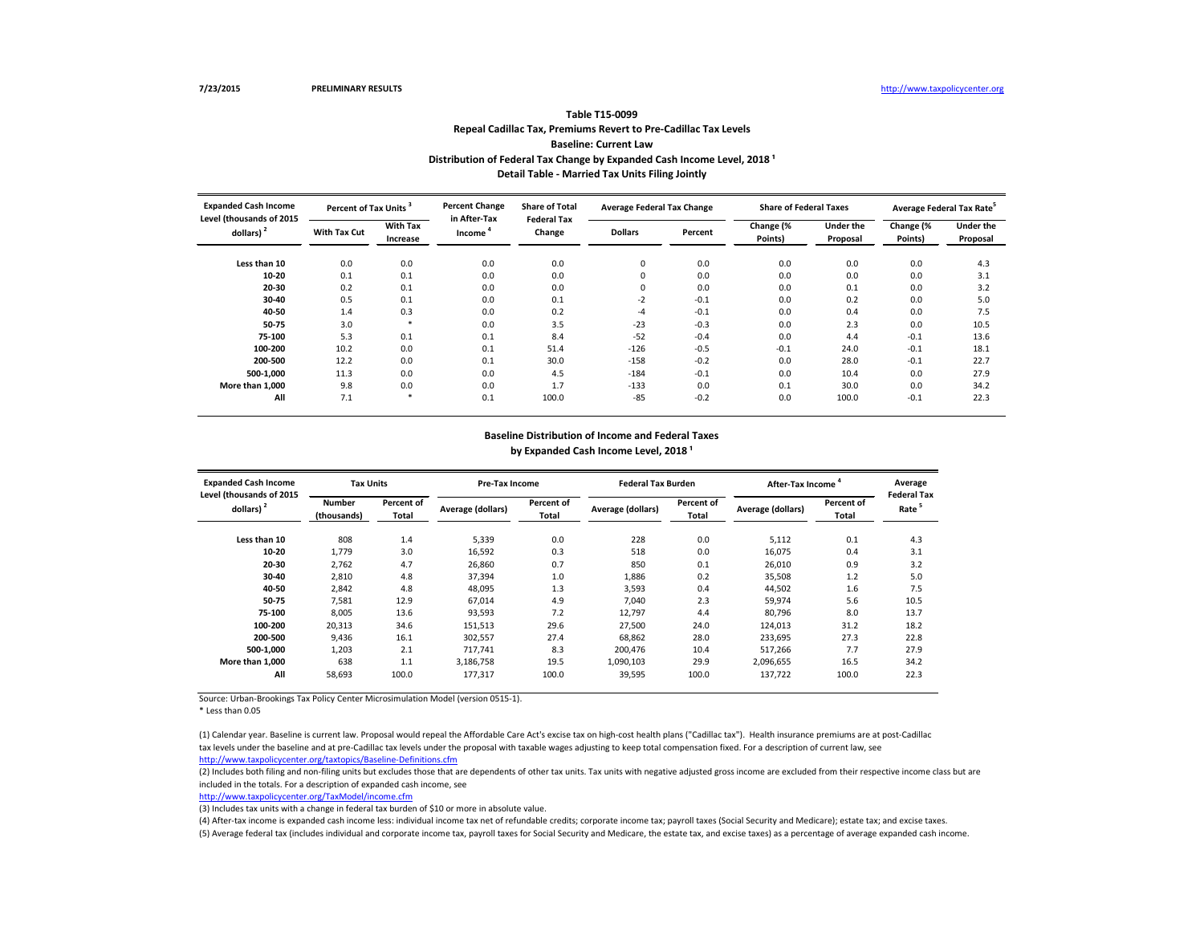7/23/2015 PRELIMINARY RESULTS http://www.taxpolicycenter.org

# Table T15-0099

## Repeal Cadillac Tax, Premiums Revert to Pre-Cadillac Tax Levels

### Baseline: Current Law

### Distribution of Federal Tax Change by Expanded Cash Income Level, 2018 [1]

### Detail Table - Married Tax Units Filing Jointly

| Expanded Cash Income Level (thousands of 2015 dollars) [2] | Percent of Tax Units [3] | | Percent Change in After-Tax Income [4] | Share of Total Federal Tax Change | Average Federal Tax Change | | Share of Federal Taxes | | Average Federal Tax Rate [5] | |
|---|---|---|---|---|---|---|---|---|---|---|
| | With Tax Cut | With Tax Increase | | | Dollars | Percent | Change (% Points) | Under the Proposal | Change (% Points) | Under the Proposal |
| Less than 10 | 0.0 | 0.0 | 0.0 | 0.0 | 0 | 0.0 | 0.0 | 0.0 | 0.0 | 4.3 |
| 10-20 | 0.1 | 0.1 | 0.0 | 0.0 | 0 | 0.0 | 0.0 | 0.0 | 0.0 | 3.1 |
| 20-30 | 0.2 | 0.1 | 0.0 | 0.0 | 0 | 0.0 | 0.0 | 0.1 | 0.0 | 3.2 |
| 30-40 | 0.5 | 0.1 | 0.0 | 0.1 | -2 | -0.1 | 0.0 | 0.2 | 0.0 | 5.0 |
| 40-50 | 1.4 | 0.3 | 0.0 | 0.2 | -4 | -0.1 | 0.0 | 0.4 | 0.0 | 7.5 |
| 50-75 | 3.0 | * | 0.0 | 3.5 | -23 | -0.3 | 0.0 | 2.3 | 0.0 | 10.5 |
| 75-100 | 5.3 | 0.1 | 0.1 | 8.4 | -52 | -0.4 | 0.0 | 4.4 | -0.1 | 13.6 |
| 100-200 | 10.2 | 0.0 | 0.1 | 51.4 | -126 | -0.5 | -0.1 | 24.0 | -0.1 | 18.1 |
| 200-500 | 12.2 | 0.0 | 0.1 | 30.0 | -158 | -0.2 | 0.0 | 28.0 | -0.1 | 22.7 |
| 500-1,000 | 11.3 | 0.0 | 0.0 | 4.5 | -184 | -0.1 | 0.0 | 10.4 | 0.0 | 27.9 |
| More than 1,000 | 9.8 | 0.0 | 0.0 | 1.7 | -133 | 0.0 | 0.1 | 30.0 | 0.0 | 34.2 |
| All | 7.1 | * | 0.1 | 100.0 | -85 | -0.2 | 0.0 | 100.0 | -0.1 | 22.3 |

### Baseline Distribution of Income and Federal Taxes by Expanded Cash Income Level, 2018 [1]

| Expanded Cash Income Level (thousands of 2015 dollars) [2] | Tax Units | | Pre-Tax Income | | Federal Tax Burden | | After-Tax Income [4] | | Average Federal Tax Rate [5] |
|---|---|---|---|---|---|---|---|---|---|
| | Number (thousands) | Percent of Total | Average (dollars) | Percent of Total | Average (dollars) | Percent of Total | Average (dollars) | Percent of Total | |
| Less than 10 | 808 | 1.4 | 5,339 | 0.0 | 228 | 0.0 | 5,112 | 0.1 | 4.3 |
| 10-20 | 1,779 | 3.0 | 16,592 | 0.3 | 518 | 0.0 | 16,075 | 0.4 | 3.1 |
| 20-30 | 2,762 | 4.7 | 26,860 | 0.7 | 850 | 0.1 | 26,010 | 0.9 | 3.2 |
| 30-40 | 2,810 | 4.8 | 37,394 | 1.0 | 1,886 | 0.2 | 35,508 | 1.2 | 5.0 |
| 40-50 | 2,842 | 4.8 | 48,095 | 1.3 | 3,593 | 0.4 | 44,502 | 1.6 | 7.5 |
| 50-75 | 7,581 | 12.9 | 67,014 | 4.9 | 7,040 | 2.3 | 59,974 | 5.6 | 10.5 |
| 75-100 | 8,005 | 13.6 | 93,593 | 7.2 | 12,797 | 4.4 | 80,796 | 8.0 | 13.7 |
| 100-200 | 20,313 | 34.6 | 151,513 | 29.6 | 27,500 | 24.0 | 124,013 | 31.2 | 18.2 |
| 200-500 | 9,436 | 16.1 | 302,557 | 27.4 | 68,862 | 28.0 | 233,695 | 27.3 | 22.8 |
| 500-1,000 | 1,203 | 2.1 | 717,741 | 8.3 | 200,476 | 10.4 | 517,266 | 7.7 | 27.9 |
| More than 1,000 | 638 | 1.1 | 3,186,758 | 19.5 | 1,090,103 | 29.9 | 2,096,655 | 16.5 | 34.2 |
| All | 58,693 | 100.0 | 177,317 | 100.0 | 39,595 | 100.0 | 137,722 | 100.0 | 22.3 |

Source: Urban-Brookings Tax Policy Center Microsimulation Model (version 0515-1).

* Less than 0.05

(1) Calendar year. Baseline is current law. Proposal would repeal the Affordable Care Act's excise tax on high-cost health plans ("Cadillac tax"). Health insurance premiums are at post-Cadillac tax levels under the baseline and at pre-Cadillac tax levels under the proposal with taxable wages adjusting to keep total compensation fixed. For a description of current law, see http://www.taxpolicycenter.org/taxtopics/Baseline-Definitions.cfm

(2) Includes both filing and non-filing units but excludes those that are dependents of other tax units. Tax units with negative adjusted gross income are excluded from their respective income class but are included in the totals. For a description of expanded cash income, see http://www.taxpolicycenter.org/TaxModel/income.cfm

(3) Includes tax units with a change in federal tax burden of $10 or more in absolute value.

(4) After-tax income is expanded cash income less: individual income tax net of refundable credits; corporate income tax; payroll taxes (Social Security and Medicare); estate tax; and excise taxes.

(5) Average federal tax (includes individual and corporate income tax, payroll taxes for Social Security and Medicare, the estate tax, and excise taxes) as a percentage of average expanded cash income.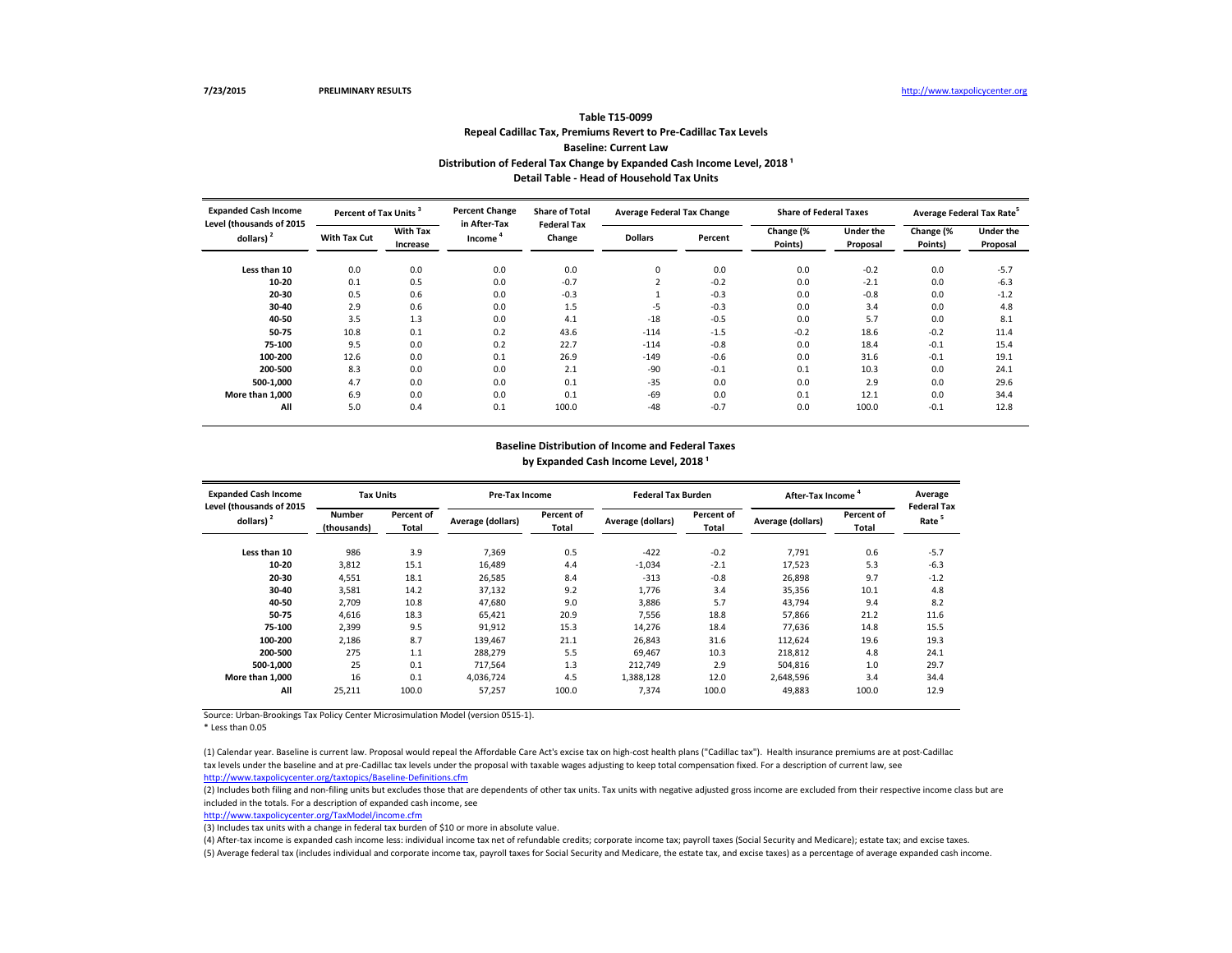**Table T15-0099**

**Repeal Cadillac Tax, Premiums Revert to Pre-Cadillac Tax Levels**

**Baseline: Current Law**

**Distribution of Federal Tax Change by Expanded Cash Income Level, 2018 [1]**

**Detail Table - Head of Household Tax Units**

| Expanded Cash Income Level (thousands of 2015 dollars) [2] | Percent of Tax Units [3] | | Percent Change in After-Tax Income [4] | Share of Total Federal Tax Change | Average Federal Tax Change | | Share of Federal Taxes | | Average Federal Tax Rate [5] | |
|---|---|---|---|---|---|---|---|---|---|---|
| | With Tax Cut | With Tax Increase | | | Dollars | Percent | Change (% Points) | Under the Proposal | Change (% Points) | Under the Proposal |
| Less than 10 | 0.0 | 0.0 | 0.0 | 0.0 | 0 | 0.0 | 0.0 | -0.2 | 0.0 | -5.7 |
| 10-20 | 0.1 | 0.5 | 0.0 | -0.7 | 2 | -0.2 | 0.0 | -2.1 | 0.0 | -6.3 |
| 20-30 | 0.5 | 0.6 | 0.0 | -0.3 | 1 | -0.3 | 0.0 | -0.8 | 0.0 | -1.2 |
| 30-40 | 2.9 | 0.6 | 0.0 | 1.5 | -5 | -0.3 | 0.0 | 3.4 | 0.0 | 4.8 |
| 40-50 | 3.5 | 1.3 | 0.0 | 4.1 | -18 | -0.5 | 0.0 | 5.7 | 0.0 | 8.1 |
| 50-75 | 10.8 | 0.1 | 0.2 | 43.6 | -114 | -1.5 | -0.2 | 18.6 | -0.2 | 11.4 |
| 75-100 | 9.5 | 0.0 | 0.2 | 22.7 | -114 | -0.8 | 0.0 | 18.4 | -0.1 | 15.4 |
| 100-200 | 12.6 | 0.0 | 0.1 | 26.9 | -149 | -0.6 | 0.0 | 31.6 | -0.1 | 19.1 |
| 200-500 | 8.3 | 0.0 | 0.0 | 2.1 | -90 | -0.1 | 0.1 | 10.3 | 0.0 | 24.1 |
| 500-1,000 | 4.7 | 0.0 | 0.0 | 0.1 | -35 | 0.0 | 0.0 | 2.9 | 0.0 | 29.6 |
| More than 1,000 | 6.9 | 0.0 | 0.0 | 0.1 | -69 | 0.0 | 0.1 | 12.1 | 0.0 | 34.4 |
| All | 5.0 | 0.4 | 0.1 | 100.0 | -48 | -0.7 | 0.0 | 100.0 | -0.1 | 12.8 |

**Baseline Distribution of Income and Federal Taxes**

**by Expanded Cash Income Level, 2018 [1]**

| Expanded Cash Income Level (thousands of 2015 dollars) [2] | Tax Units | | Pre-Tax Income | | Federal Tax Burden | | After-Tax Income [4] | | Average Federal Tax Rate [5] |
|---|---|---|---|---|---|---|---|---|---|
| | Number (thousands) | Percent of Total | Average (dollars) | Percent of Total | Average (dollars) | Percent of Total | Average (dollars) | Percent of Total | |
| Less than 10 | 986 | 3.9 | 7,369 | 0.5 | -422 | -0.2 | 7,791 | 0.6 | -5.7 |
| 10-20 | 3,812 | 15.1 | 16,489 | 4.4 | -1,034 | -2.1 | 17,523 | 5.3 | -6.3 |
| 20-30 | 4,551 | 18.1 | 26,585 | 8.4 | -313 | -0.8 | 26,898 | 9.7 | -1.2 |
| 30-40 | 3,581 | 14.2 | 37,132 | 9.2 | 1,776 | 3.4 | 35,356 | 10.1 | 4.8 |
| 40-50 | 2,709 | 10.8 | 47,680 | 9.0 | 3,886 | 5.7 | 43,794 | 9.4 | 8.2 |
| 50-75 | 4,616 | 18.3 | 65,421 | 20.9 | 7,556 | 18.8 | 57,866 | 21.2 | 11.6 |
| 75-100 | 2,399 | 9.5 | 91,912 | 15.3 | 14,276 | 18.4 | 77,636 | 14.8 | 15.5 |
| 100-200 | 2,186 | 8.7 | 139,467 | 21.1 | 26,843 | 31.6 | 112,624 | 19.6 | 19.3 |
| 200-500 | 275 | 1.1 | 288,279 | 5.5 | 69,467 | 10.3 | 218,812 | 4.8 | 24.1 |
| 500-1,000 | 25 | 0.1 | 717,564 | 1.3 | 212,749 | 2.9 | 504,816 | 1.0 | 29.7 |
| More than 1,000 | 16 | 0.1 | 4,036,724 | 4.5 | 1,388,128 | 12.0 | 2,648,596 | 3.4 | 34.4 |
| All | 25,211 | 100.0 | 57,257 | 100.0 | 7,374 | 100.0 | 49,883 | 100.0 | 12.9 |

Source: Urban-Brookings Tax Policy Center Microsimulation Model (version 0515-1).

* Less than 0.05

(1) Calendar year. Baseline is current law. Proposal would repeal the Affordable Care Act's excise tax on high-cost health plans ("Cadillac tax"). Health insurance premiums are at post-Cadillac tax levels under the baseline and at pre-Cadillac tax levels under the proposal with taxable wages adjusting to keep total compensation fixed. For a description of current law, see http://www.taxpolicycenter.org/taxtopics/Baseline-Definitions.cfm

(2) Includes both filing and non-filing units but excludes those that are dependents of other tax units. Tax units with negative adjusted gross income are excluded from their respective income class but are included in the totals. For a description of expanded cash income, see http://www.taxpolicycenter.org/TaxModel/income.cfm

(3) Includes tax units with a change in federal tax burden of $10 or more in absolute value.

(4) After-tax income is expanded cash income less: individual income tax net of refundable credits; corporate income tax; payroll taxes (Social Security and Medicare); estate tax; and excise taxes.

(5) Average federal tax (includes individual and corporate income tax, payroll taxes for Social Security and Medicare, the estate tax, and excise taxes) as a percentage of average expanded cash income.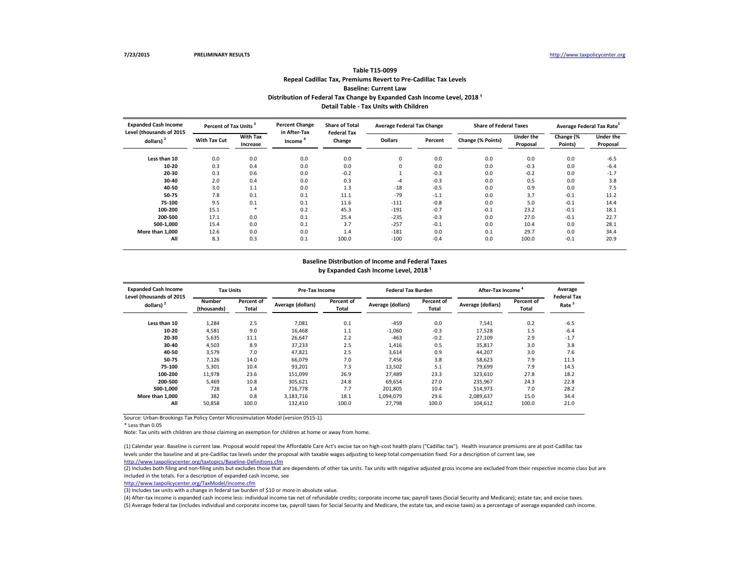7/23/2015 **PRELIMINARY RESULTS** http://www.taxpolicycenter.org

## Table T15-0099
## Repeal Cadillac Tax, Premiums Revert to Pre-Cadillac Tax Levels
## Baseline: Current Law
## Distribution of Federal Tax Change by Expanded Cash Income Level, 2018 [1]
## Detail Table - Tax Units with Children

| Expanded Cash Income Level (thousands of 2015 dollars) [2] | Percent of Tax Units [3] | | Percent Change in After-Tax Income [4] | Share of Total Federal Tax Change | Average Federal Tax Change | | Share of Federal Taxes | | Average Federal Tax Rate[5] | |
|---|---|---|---|---|---|---|---|---|---|---|
| | With Tax Cut | With Tax Increase | | | Dollars | Percent | Change (% Points) | Under the Proposal | Change (% Points) | Under the Proposal |
| Less than 10 | 0.0 | 0.0 | 0.0 | 0.0 | 0 | 0.0 | 0.0 | 0.0 | 0.0 | -6.5 |
| 10-20 | 0.3 | 0.4 | 0.0 | 0.0 | 0 | 0.0 | 0.0 | -0.3 | 0.0 | -6.4 |
| 20-30 | 0.3 | 0.6 | 0.0 | -0.2 | 1 | -0.3 | 0.0 | -0.2 | 0.0 | -1.7 |
| 30-40 | 2.0 | 0.4 | 0.0 | 0.3 | -4 | -0.3 | 0.0 | 0.5 | 0.0 | 3.8 |
| 40-50 | 3.0 | 1.1 | 0.0 | 1.3 | -18 | -0.5 | 0.0 | 0.9 | 0.0 | 7.5 |
| 50-75 | 7.8 | 0.1 | 0.1 | 11.1 | -79 | -1.1 | 0.0 | 3.7 | -0.1 | 11.2 |
| 75-100 | 9.5 | 0.1 | 0.1 | 11.6 | -111 | -0.8 | 0.0 | 5.0 | -0.1 | 14.4 |
| 100-200 | 15.1 | * | 0.2 | 45.3 | -191 | -0.7 | -0.1 | 23.2 | -0.1 | 18.1 |
| 200-500 | 17.1 | 0.0 | 0.1 | 25.4 | -235 | -0.3 | 0.0 | 27.0 | -0.1 | 22.7 |
| 500-1,000 | 15.4 | 0.0 | 0.1 | 3.7 | -257 | -0.1 | 0.0 | 10.4 | 0.0 | 28.1 |
| More than 1,000 | 12.6 | 0.0 | 0.0 | 1.4 | -181 | 0.0 | 0.1 | 29.7 | 0.0 | 34.4 |
| All | 8.3 | 0.3 | 0.1 | 100.0 | -100 | -0.4 | 0.0 | 100.0 | -0.1 | 20.9 |

## Baseline Distribution of Income and Federal Taxes
## by Expanded Cash Income Level, 2018 [1]

| Expanded Cash Income Level (thousands of 2015 dollars) [2] | Tax Units | | Pre-Tax Income | | Federal Tax Burden | | After-Tax Income [4] | | Average Federal Tax Rate [5] |
|---|---|---|---|---|---|---|---|---|---|
| | Number (thousands) | Percent of Total | Average (dollars) | Percent of Total | Average (dollars) | Percent of Total | Average (dollars) | Percent of Total | |
| Less than 10 | 1,284 | 2.5 | 7,081 | 0.1 | -459 | 0.0 | 7,541 | 0.2 | -6.5 |
| 10-20 | 4,581 | 9.0 | 16,468 | 1.1 | -1,060 | -0.3 | 17,528 | 1.5 | -6.4 |
| 20-30 | 5,635 | 11.1 | 26,647 | 2.2 | -463 | -0.2 | 27,109 | 2.9 | -1.7 |
| 30-40 | 4,503 | 8.9 | 37,233 | 2.5 | 1,416 | 0.5 | 35,817 | 3.0 | 3.8 |
| 40-50 | 3,579 | 7.0 | 47,821 | 2.5 | 3,614 | 0.9 | 44,207 | 3.0 | 7.6 |
| 50-75 | 7,126 | 14.0 | 66,079 | 7.0 | 7,456 | 3.8 | 58,623 | 7.9 | 11.3 |
| 75-100 | 5,301 | 10.4 | 93,201 | 7.3 | 13,502 | 5.1 | 79,699 | 7.9 | 14.5 |
| 100-200 | 11,978 | 23.6 | 151,099 | 26.9 | 27,489 | 23.3 | 123,610 | 27.8 | 18.2 |
| 200-500 | 5,469 | 10.8 | 305,621 | 24.8 | 69,654 | 27.0 | 235,967 | 24.3 | 22.8 |
| 500-1,000 | 728 | 1.4 | 716,778 | 7.7 | 201,805 | 10.4 | 514,973 | 7.0 | 28.2 |
| More than 1,000 | 382 | 0.8 | 3,183,716 | 18.1 | 1,094,079 | 29.6 | 2,089,637 | 15.0 | 34.4 |
| All | 50,858 | 100.0 | 132,410 | 100.0 | 27,798 | 100.0 | 104,612 | 100.0 | 21.0 |

Source: Urban-Brookings Tax Policy Center Microsimulation Model (version 0515-1).

* Less than 0.05

Note: Tax units with children are those claiming an exemption for children at home or away from home.

(1) Calendar year. Baseline is current law. Proposal would repeal the Affordable Care Act's excise tax on high-cost health plans ("Cadillac tax"). Health insurance premiums are at post-Cadillac tax levels under the baseline and at pre-Cadillac tax levels under the proposal with taxable wages adjusting to keep total compensation fixed. For a description of current law, see http://www.taxpolicycenter.org/taxtopics/Baseline-Definitions.cfm

(2) Includes both filing and non-filing units but excludes those that are dependents of other tax units. Tax units with negative adjusted gross income are excluded from their respective income class but are included in the totals. For a description of expanded cash income, see http://www.taxpolicycenter.org/TaxModel/income.cfm

(3) Includes tax units with a change in federal tax burden of $10 or more in absolute value.

(4) After-tax income is expanded cash income less: individual income tax net of refundable credits; corporate income tax; payroll taxes (Social Security and Medicare); estate tax; and excise taxes.

(5) Average federal tax (includes individual and corporate income tax, payroll taxes for Social Security and Medicare, the estate tax, and excise taxes) as a percentage of average expanded cash income.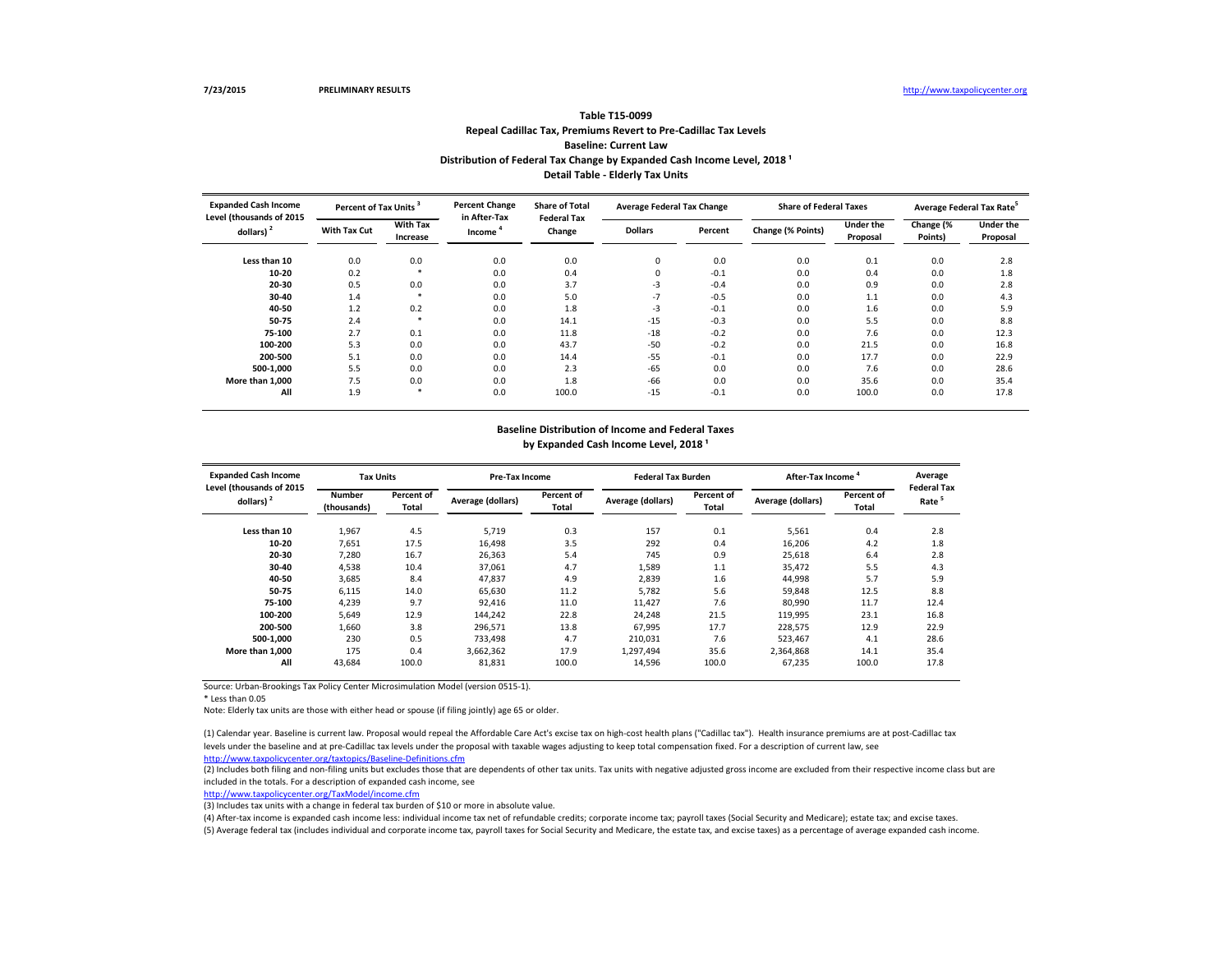7/23/2015 **PRELIMINARY RESULTS** http://www.taxpolicycenter.org

**Table T15-0099**
**Repeal Cadillac Tax, Premiums Revert to Pre-Cadillac Tax Levels**
**Baseline: Current Law**
**Distribution of Federal Tax Change by Expanded Cash Income Level, 2018 [1]**
**Detail Table - Elderly Tax Units**

| Expanded Cash Income Level (thousands of 2015 dollars) [2] | Percent of Tax Units [3] | | Percent Change in After-Tax Income [4] | Share of Total Federal Tax Change | Average Federal Tax Change | | Share of Federal Taxes | | Average Federal Tax Rate[5] | |
|---|---|---|---|---|---|---|---|---|---|---|
| | With Tax Cut | With Tax Increase | | | Dollars | Percent | Change (% Points) | Under the Proposal | Change (% Points) | Under the Proposal |
| Less than 10 | 0.0 | 0.0 | 0.0 | 0.0 | 0 | 0.0 | 0.0 | 0.1 | 0.0 | 2.8 |
| 10-20 | 0.2 | * | 0.0 | 0.4 | 0 | -0.1 | 0.0 | 0.4 | 0.0 | 1.8 |
| 20-30 | 0.5 | 0.0 | 0.0 | 3.7 | -3 | -0.4 | 0.0 | 0.9 | 0.0 | 2.8 |
| 30-40 | 1.4 | * | 0.0 | 5.0 | -7 | -0.5 | 0.0 | 1.1 | 0.0 | 4.3 |
| 40-50 | 1.2 | 0.2 | 0.0 | 1.8 | -3 | -0.1 | 0.0 | 1.6 | 0.0 | 5.9 |
| 50-75 | 2.4 | * | 0.0 | 14.1 | -15 | -0.3 | 0.0 | 5.5 | 0.0 | 8.8 |
| 75-100 | 2.7 | 0.1 | 0.0 | 11.8 | -18 | -0.2 | 0.0 | 7.6 | 0.0 | 12.3 |
| 100-200 | 5.3 | 0.0 | 0.0 | 43.7 | -50 | -0.2 | 0.0 | 21.5 | 0.0 | 16.8 |
| 200-500 | 5.1 | 0.0 | 0.0 | 14.4 | -55 | -0.1 | 0.0 | 17.7 | 0.0 | 22.9 |
| 500-1,000 | 5.5 | 0.0 | 0.0 | 2.3 | -65 | 0.0 | 0.0 | 7.6 | 0.0 | 28.6 |
| More than 1,000 | 7.5 | 0.0 | 0.0 | 1.8 | -66 | 0.0 | 0.0 | 35.6 | 0.0 | 35.4 |
| All | 1.9 | * | 0.0 | 100.0 | -15 | -0.1 | 0.0 | 100.0 | 0.0 | 17.8 |

**Baseline Distribution of Income and Federal Taxes**
**by Expanded Cash Income Level, 2018 [1]**

| Expanded Cash Income Level (thousands of 2015 dollars) [2] | Tax Units | | Pre-Tax Income | | Federal Tax Burden | | After-Tax Income [4] | | Average Federal Tax Rate [5] |
|---|---|---|---|---|---|---|---|---|---|
| | Number (thousands) | Percent of Total | Average (dollars) | Percent of Total | Average (dollars) | Percent of Total | Average (dollars) | Percent of Total | |
| Less than 10 | 1,967 | 4.5 | 5,719 | 0.3 | 157 | 0.1 | 5,561 | 0.4 | 2.8 |
| 10-20 | 7,651 | 17.5 | 16,498 | 3.5 | 292 | 0.4 | 16,206 | 4.2 | 1.8 |
| 20-30 | 7,280 | 16.7 | 26,363 | 5.4 | 745 | 0.9 | 25,618 | 6.4 | 2.8 |
| 30-40 | 4,538 | 10.4 | 37,061 | 4.7 | 1,589 | 1.1 | 35,472 | 5.5 | 4.3 |
| 40-50 | 3,685 | 8.4 | 47,837 | 4.9 | 2,839 | 1.6 | 44,998 | 5.7 | 5.9 |
| 50-75 | 6,115 | 14.0 | 65,630 | 11.2 | 5,782 | 5.6 | 59,848 | 12.5 | 8.8 |
| 75-100 | 4,239 | 9.7 | 92,416 | 11.0 | 11,427 | 7.6 | 80,990 | 11.7 | 12.4 |
| 100-200 | 5,649 | 12.9 | 144,242 | 22.8 | 24,248 | 21.5 | 119,995 | 23.1 | 16.8 |
| 200-500 | 1,660 | 3.8 | 296,571 | 13.8 | 67,995 | 17.7 | 228,575 | 12.9 | 22.9 |
| 500-1,000 | 230 | 0.5 | 733,498 | 4.7 | 210,031 | 7.6 | 523,467 | 4.1 | 28.6 |
| More than 1,000 | 175 | 0.4 | 3,662,362 | 17.9 | 1,297,494 | 35.6 | 2,364,868 | 14.1 | 35.4 |
| All | 43,684 | 100.0 | 81,831 | 100.0 | 14,596 | 100.0 | 67,235 | 100.0 | 17.8 |

Source: Urban-Brookings Tax Policy Center Microsimulation Model (version 0515-1).

* Less than 0.05

Note: Elderly tax units are those with either head or spouse (if filing jointly) age 65 or older.

(1) Calendar year. Baseline is current law. Proposal would repeal the Affordable Care Act's excise tax on high-cost health plans ("Cadillac tax"). Health insurance premiums are at post-Cadillac tax levels under the baseline and at pre-Cadillac tax levels under the proposal with taxable wages adjusting to keep total compensation fixed. For a description of current law, see http://www.taxpolicycenter.org/taxtopics/Baseline-Definitions.cfm

(2) Includes both filing and non-filing units but excludes those that are dependents of other tax units. Tax units with negative adjusted gross income are excluded from their respective income class but are included in the totals. For a description of expanded cash income, see http://www.taxpolicycenter.org/TaxModel/income.cfm

(3) Includes tax units with a change in federal tax burden of $10 or more in absolute value.

(4) After-tax income is expanded cash income less: individual income tax net of refundable credits; corporate income tax; payroll taxes (Social Security and Medicare); estate tax; and excise taxes.

(5) Average federal tax (includes individual and corporate income tax, payroll taxes for Social Security and Medicare, the estate tax, and excise taxes) as a percentage of average expanded cash income.